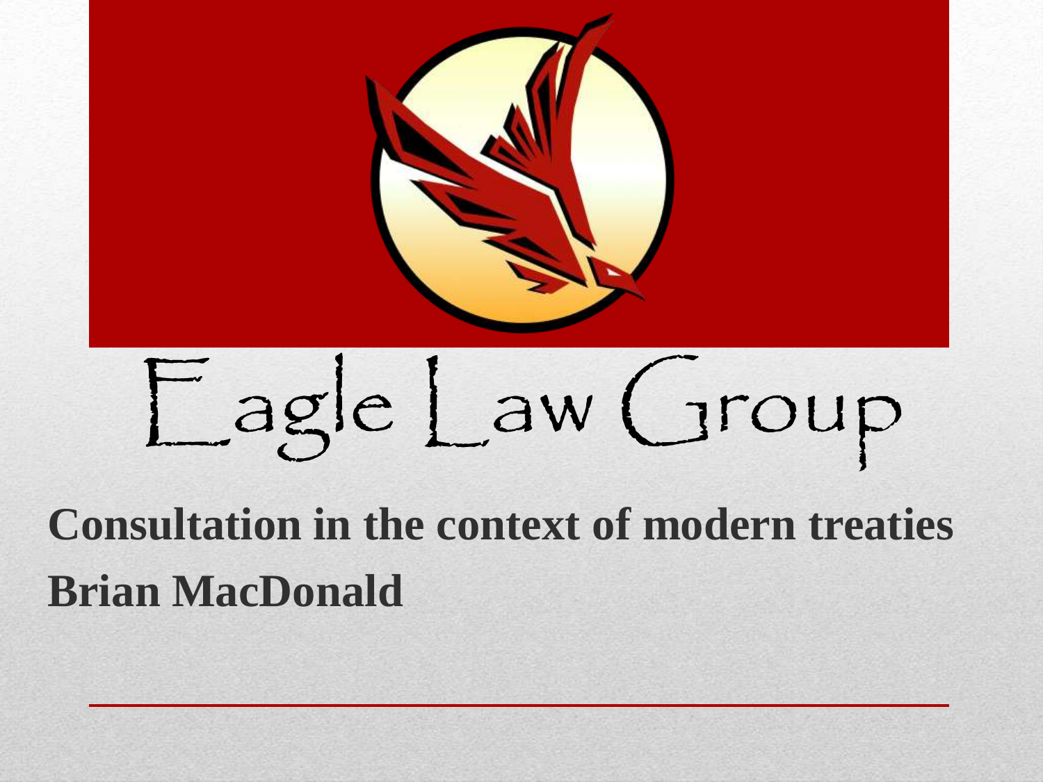# Eagle Law Group

**Consultation in the context of modern treaties**

**Brian MacDonald**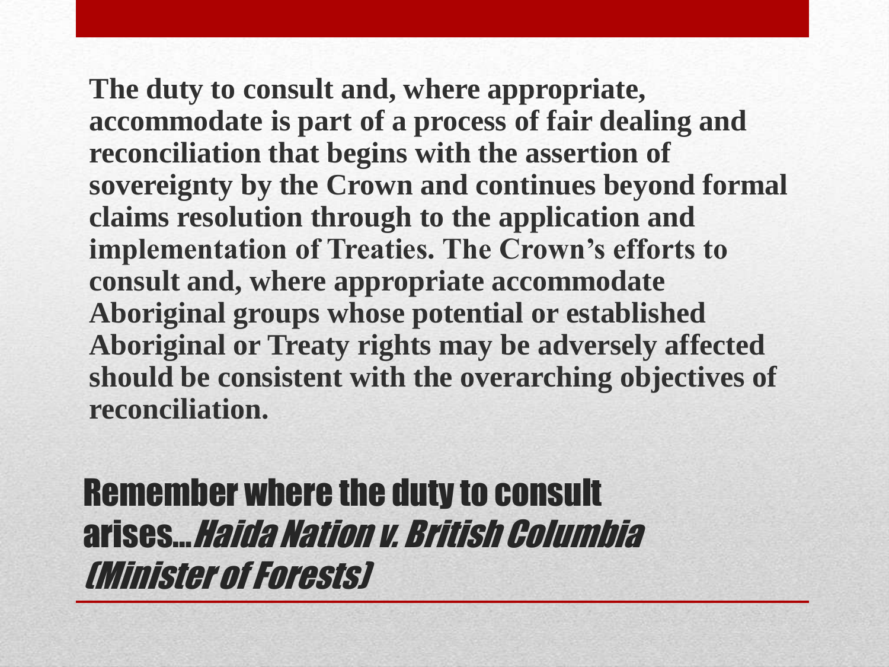**The duty to consult and, where appropriate, accommodate is part of a process of fair dealing and reconciliation that begins with the assertion of sovereignty by the Crown and continues beyond formal claims resolution through to the application and implementation of Treaties. The Crown's efforts to consult and, where appropriate accommodate Aboriginal groups whose potential or established Aboriginal or Treaty rights may be adversely affected should be consistent with the overarching objectives of reconciliation.**

# Remember where the duty to consult arises…*Haida Nation v. British Columbia (Minister of Forests)*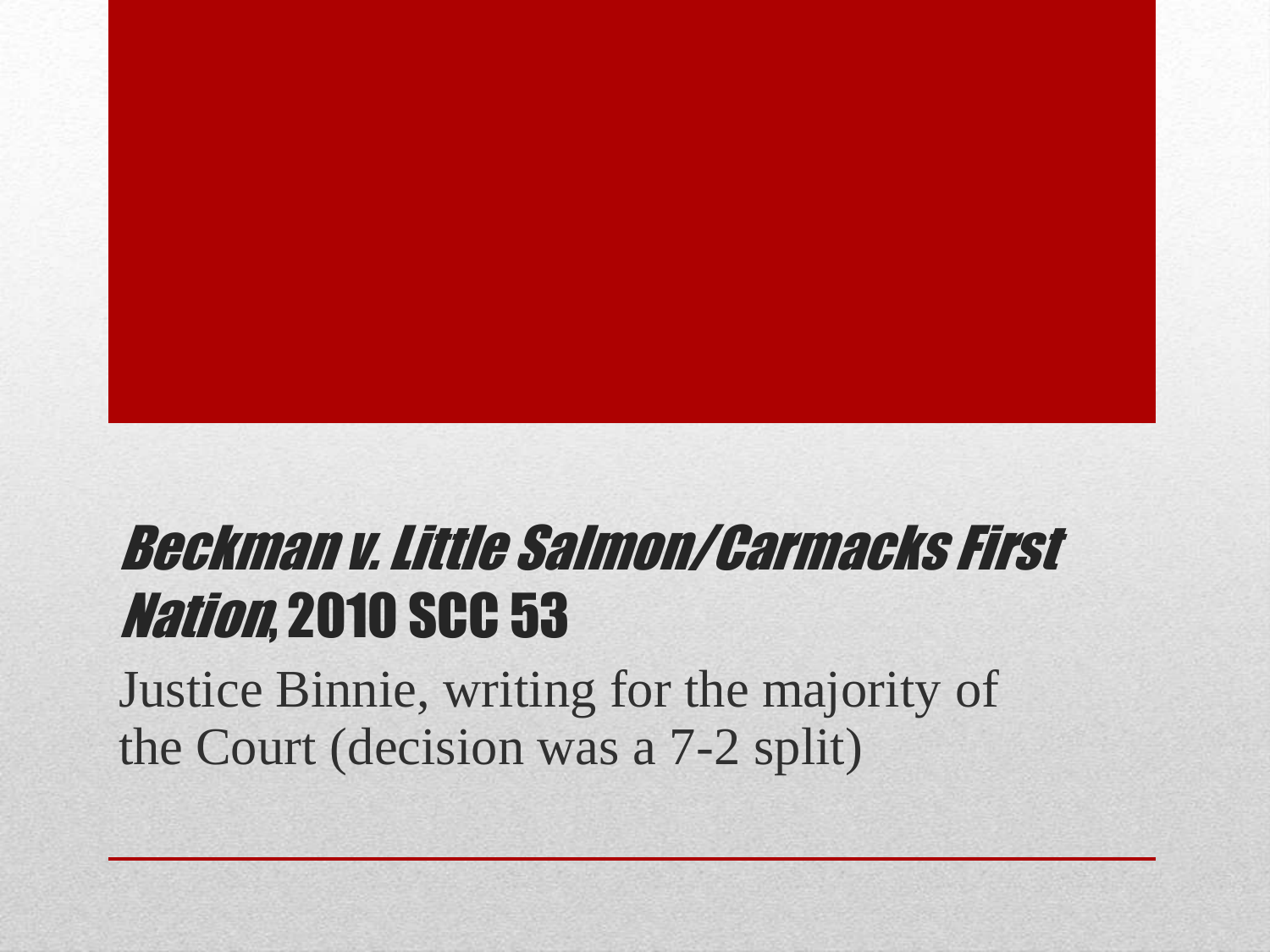# *Beckman v. Little Salmon/Carmacks First Nation*, 2010 SCC 53

Justice Binnie, writing for the majority of the Court (decision was a 7-2 split)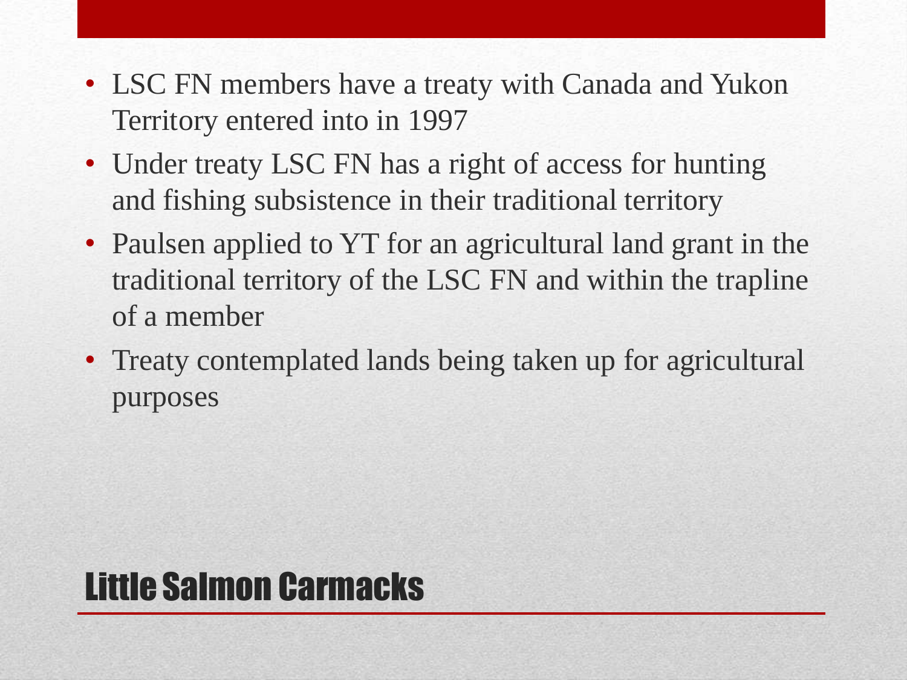## Little Salmon Carmacks

- LSC FN members have a treaty with Canada and Yukon Territory entered into in 1997
- Under treaty LSC FN has a right of access for hunting and fishing subsistence in their traditional territory
- Paulsen applied to YT for an agricultural land grant in the traditional territory of the LSC FN and within the trapline of a member
- Treaty contemplated lands being taken up for agricultural purposes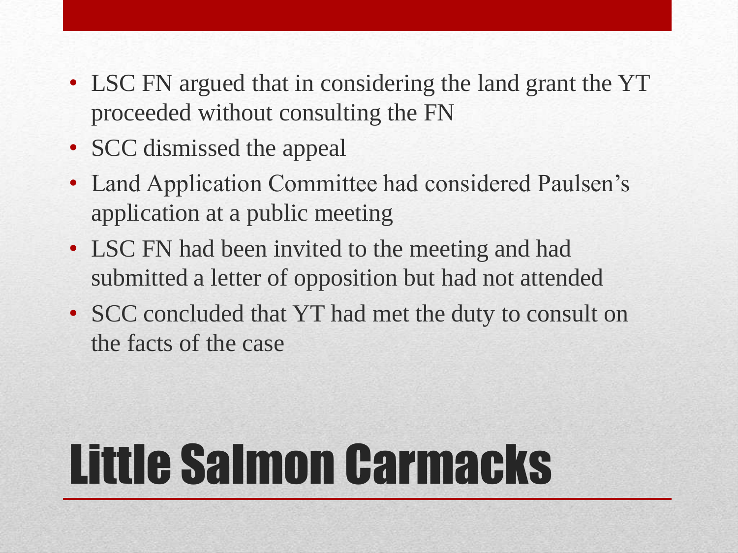# Little Salmon Carmacks

- LSC FN argued that in considering the land grant the YT proceeded without consulting the FN
- SCC dismissed the appeal
- Land Application Committee had considered Paulsen's application at a public meeting
- LSC FN had been invited to the meeting and had submitted a letter of opposition but had not attended
- SCC concluded that YT had met the duty to consult on the facts of the case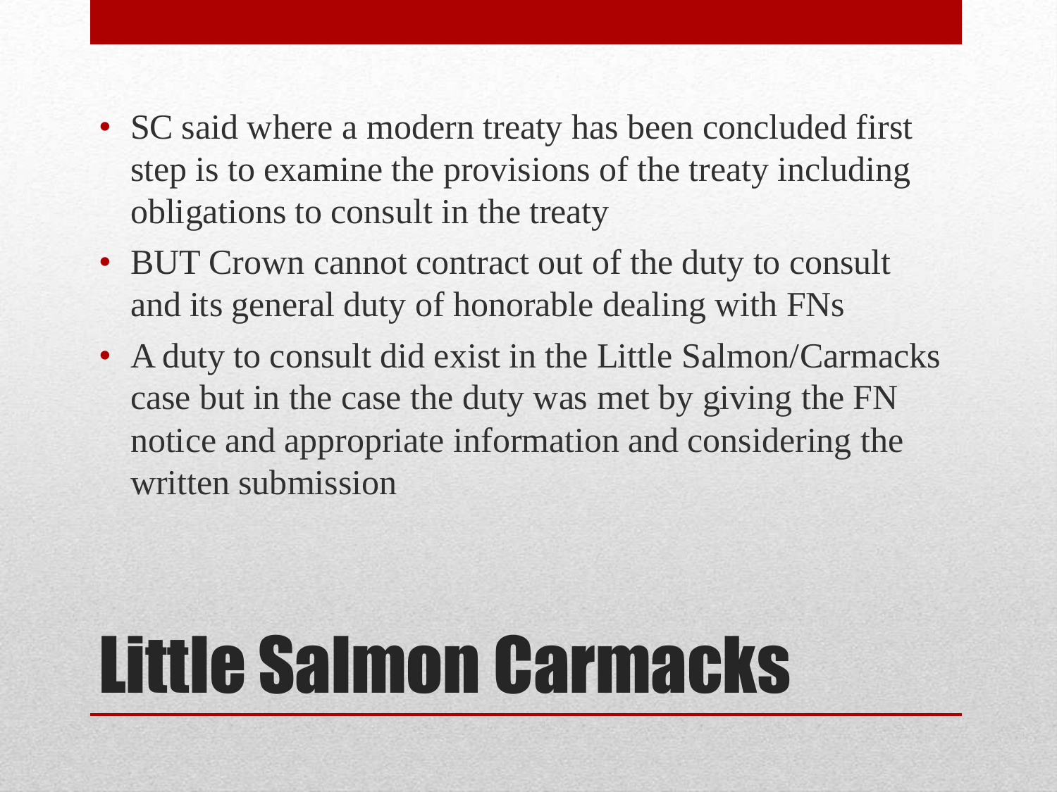- SC said where a modern treaty has been concluded first step is to examine the provisions of the treaty including obligations to consult in the treaty
- BUT Crown cannot contract out of the duty to consult and its general duty of honorable dealing with FNs
- A duty to consult did exist in the Little Salmon/Carmacks case but in the case the duty was met by giving the FN notice and appropriate information and considering the written submission

# Little Salmon Carmacks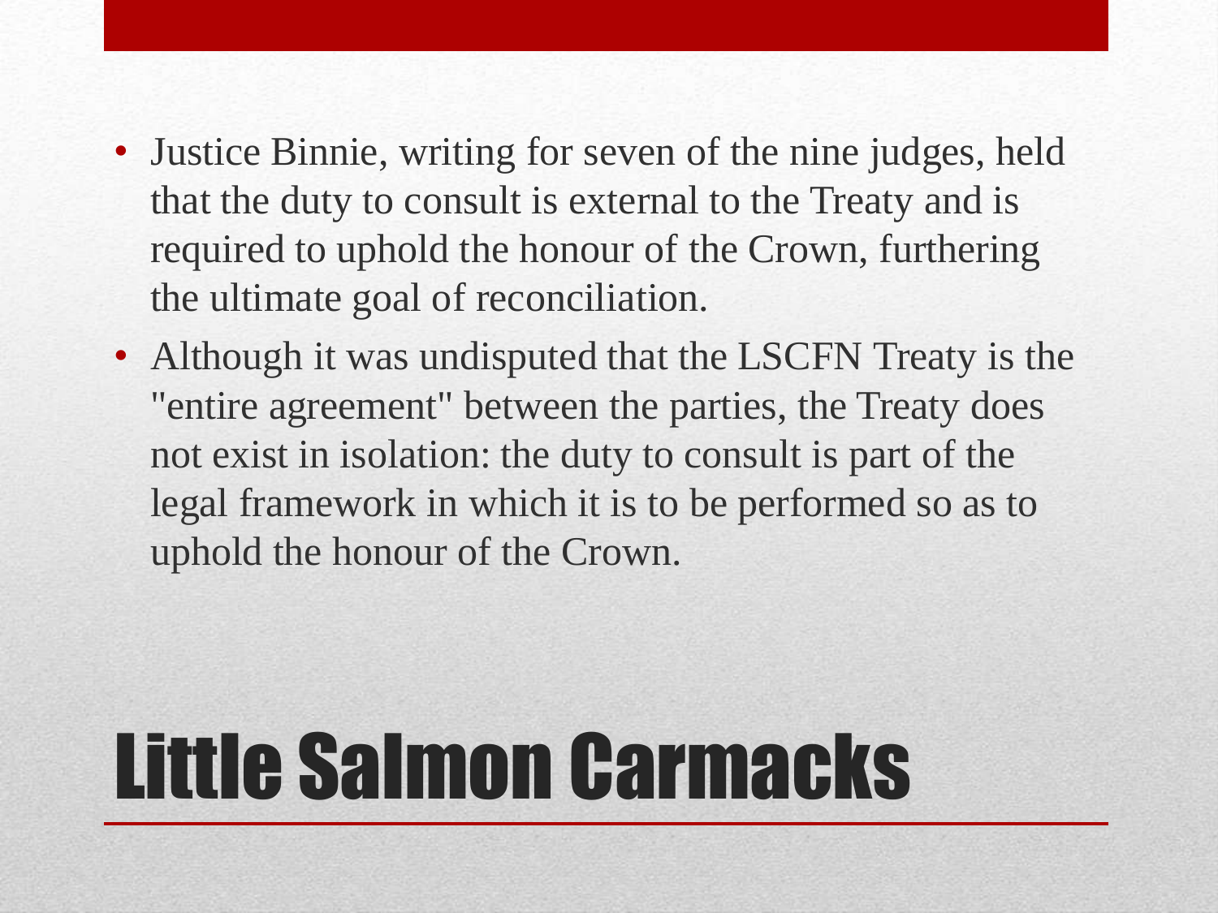# Little Salmon Carmacks

- Justice Binnie, writing for seven of the nine judges, held that the duty to consult is external to the Treaty and is required to uphold the honour of the Crown, furthering the ultimate goal of reconciliation.
- Although it was undisputed that the LSCFN Treaty is the "entire agreement" between the parties, the Treaty does not exist in isolation: the duty to consult is part of the legal framework in which it is to be performed so as to uphold the honour of the Crown.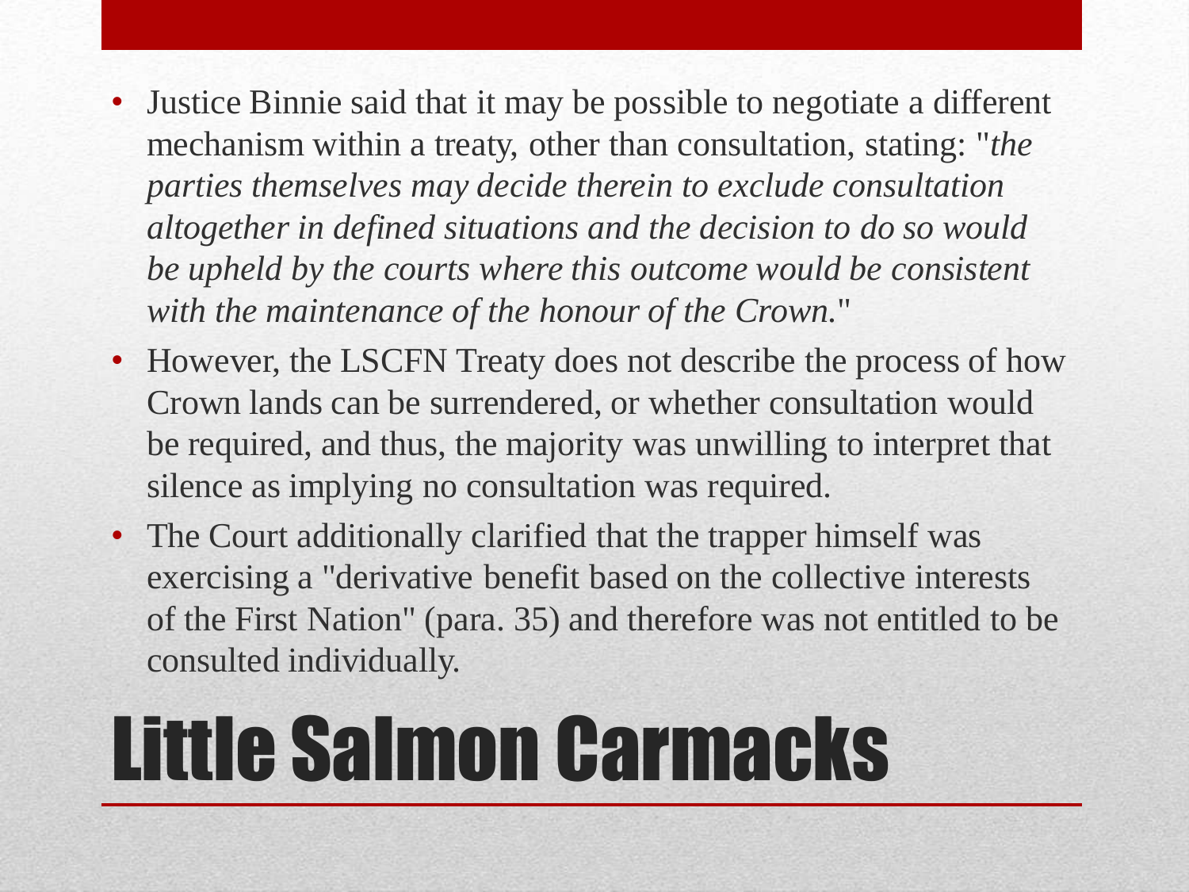- Justice Binnie said that it may be possible to negotiate a different mechanism within a treaty, other than consultation, stating: "*the parties themselves may decide therein to exclude consultation altogether in defined situations and the decision to do so would be upheld by the courts where this outcome would be consistent with the maintenance of the honour of the Crown.*"
- However, the LSCFN Treaty does not describe the process of how Crown lands can be surrendered, or whether consultation would be required, and thus, the majority was unwilling to interpret that silence as implying no consultation was required.
- The Court additionally clarified that the trapper himself was exercising a "derivative benefit based on the collective interests of the First Nation" (para. 35) and therefore was not entitled to be consulted individually.

# Little Salmon Carmacks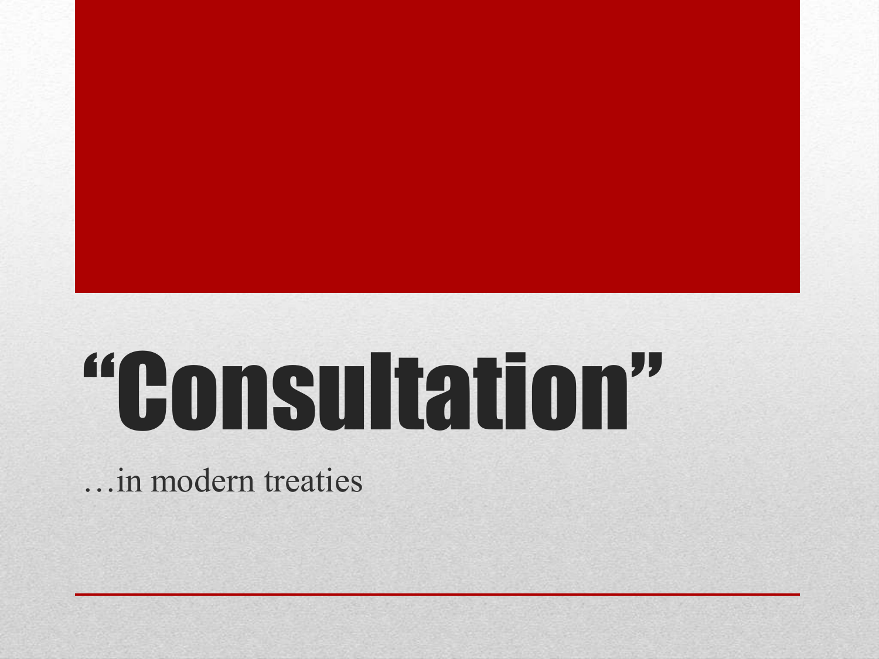# “Consultation”

…in modern treaties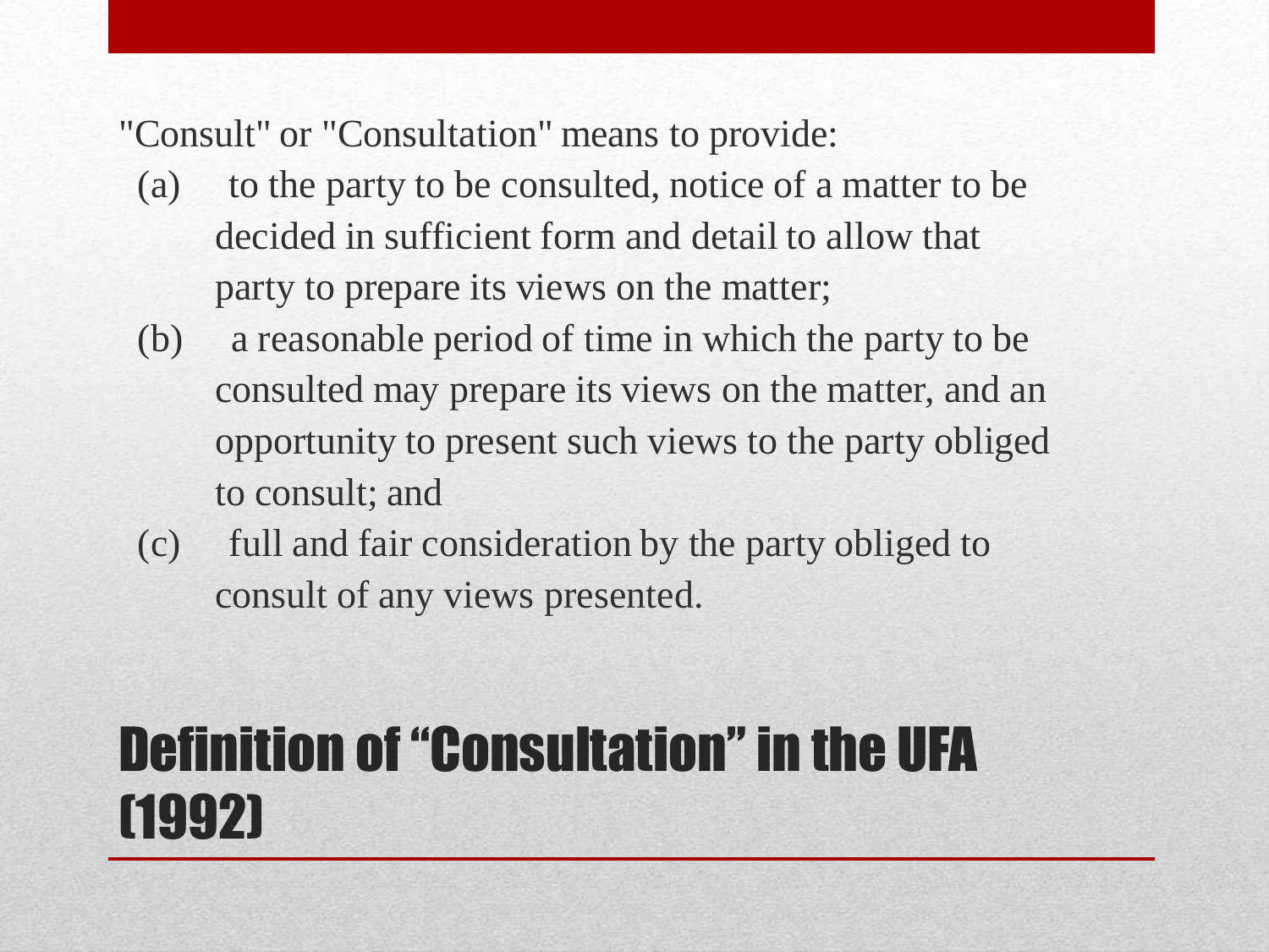"Consult" or "Consultation" means to provide:

(a) to the party to be consulted, notice of a matter to be decided in sufficient form and detail to allow that party to prepare its views on the matter;

(b) a reasonable period of time in which the party to be consulted may prepare its views on the matter, and an opportunity to present such views to the party obliged to consult; and

(c) full and fair consideration by the party obliged to consult of any views presented.

# Definition of "Consultation" in the UFA (1992)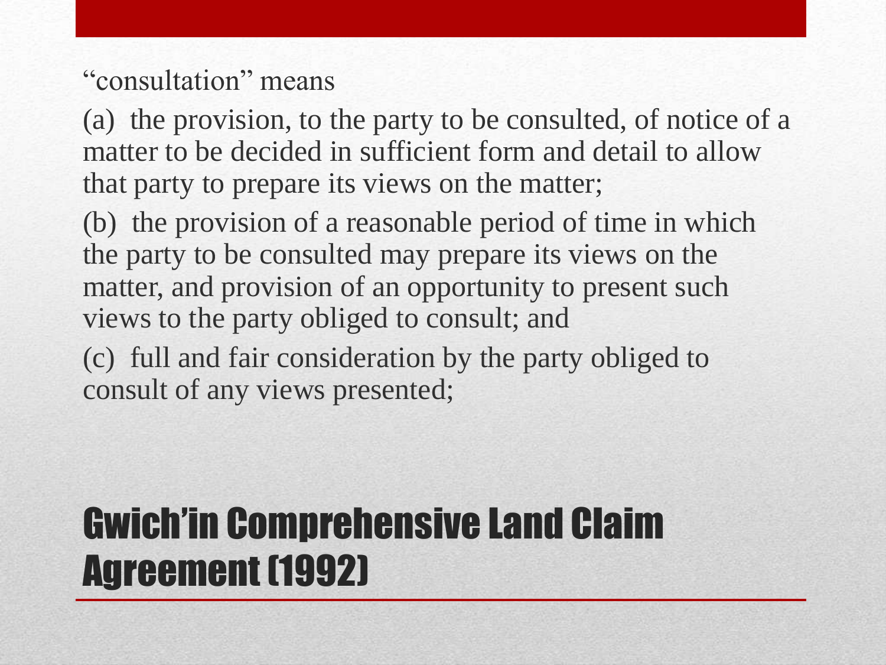"consultation" means

(a) the provision, to the party to be consulted, of notice of a matter to be decided in sufficient form and detail to allow that party to prepare its views on the matter;

(b) the provision of a reasonable period of time in which the party to be consulted may prepare its views on the matter, and provision of an opportunity to present such views to the party obliged to consult; and

(c) full and fair consideration by the party obliged to consult of any views presented;

# Gwich'in Comprehensive Land Claim Agreement (1992)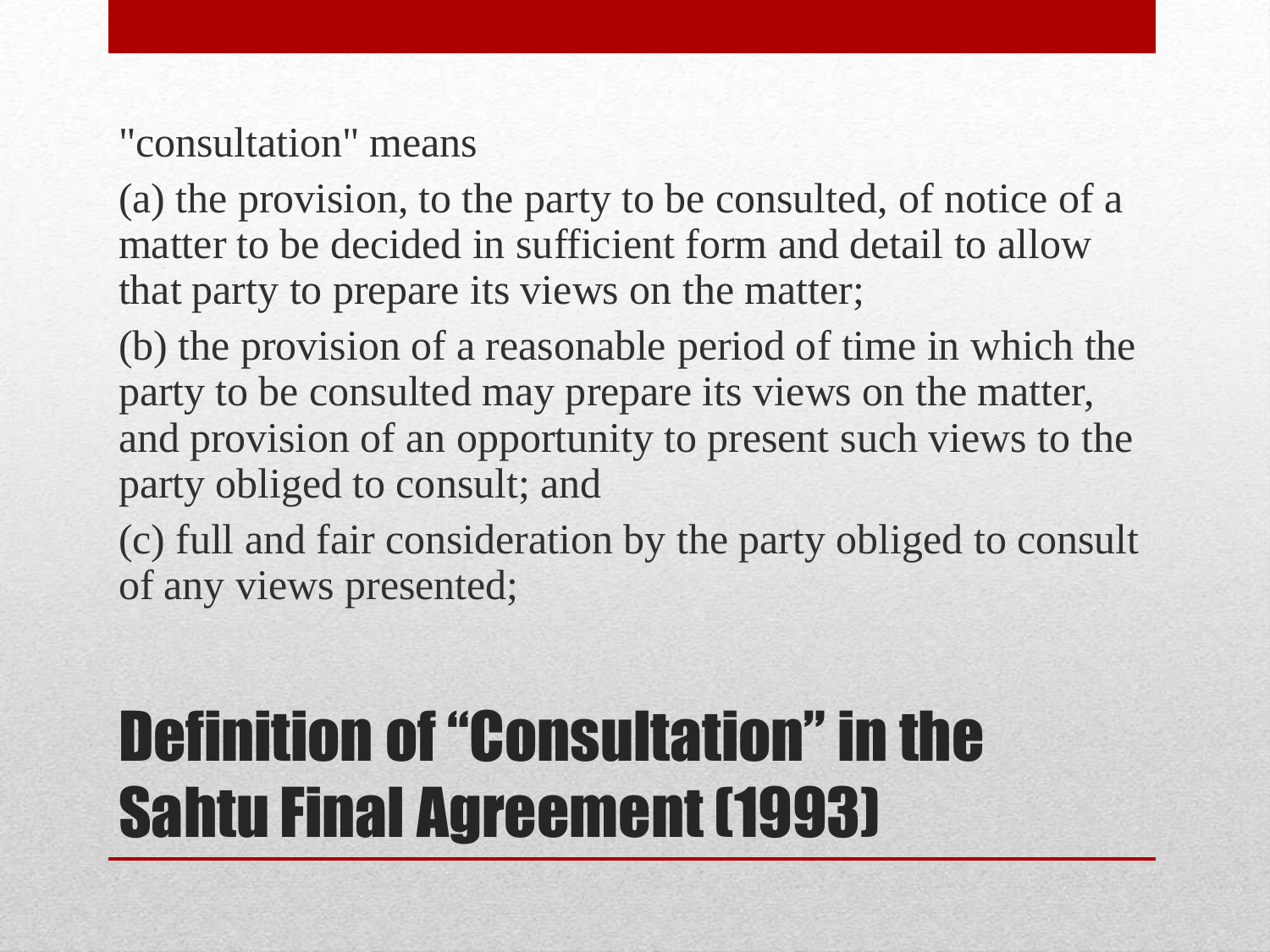"consultation" means

(a) the provision, to the party to be consulted, of notice of a matter to be decided in sufficient form and detail to allow that party to prepare its views on the matter;

(b) the provision of a reasonable period of time in which the party to be consulted may prepare its views on the matter, and provision of an opportunity to present such views to the party obliged to consult; and

(c) full and fair consideration by the party obliged to consult of any views presented;

# Definition of "Consultation" in the Sahtu Final Agreement (1993)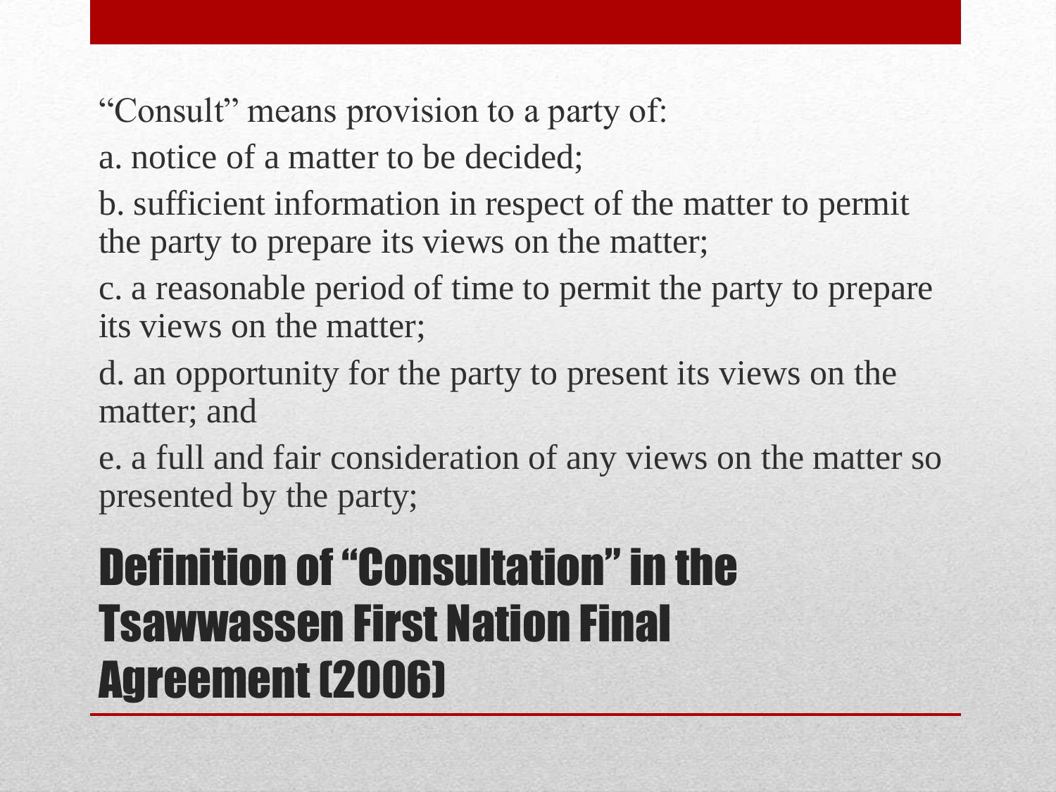# Definition of "Consultation" in the Tsawwassen First Nation Final Agreement (2006)

"Consult" means provision to a party of:

a. notice of a matter to be decided;

b. sufficient information in respect of the matter to permit the party to prepare its views on the matter;

c. a reasonable period of time to permit the party to prepare its views on the matter;

d. an opportunity for the party to present its views on the matter; and

e. a full and fair consideration of any views on the matter so presented by the party;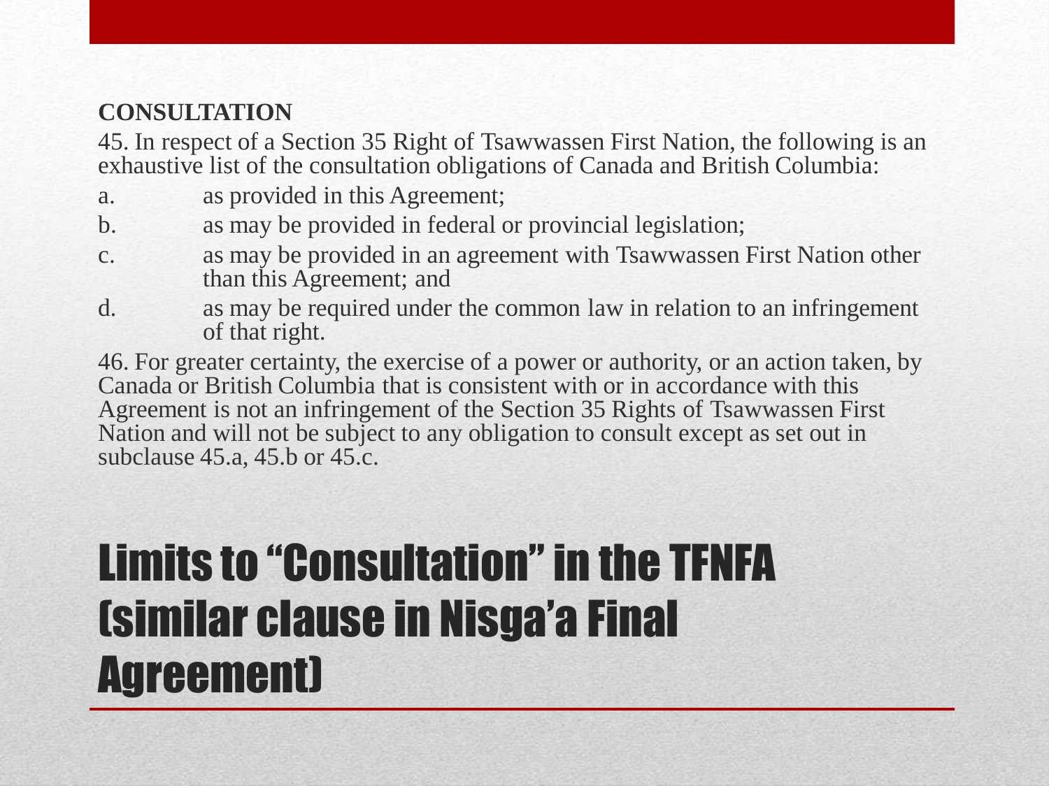**CONSULTATION**

45. In respect of a Section 35 Right of Tsawwassen First Nation, the following is an exhaustive list of the consultation obligations of Canada and British Columbia:

a. as provided in this Agreement;

b. as may be provided in federal or provincial legislation;

c. as may be provided in an agreement with Tsawwassen First Nation other than this Agreement; and

d. as may be required under the common law in relation to an infringement of that right.

46. For greater certainty, the exercise of a power or authority, or an action taken, by Canada or British Columbia that is consistent with or in accordance with this Agreement is not an infringement of the Section 35 Rights of Tsawwassen First Nation and will not be subject to any obligation to consult except as set out in subclause 45.a, 45.b or 45.c.

# Limits to "Consultation" in the TFNFA (similar clause in Nisga'a Final Agreement)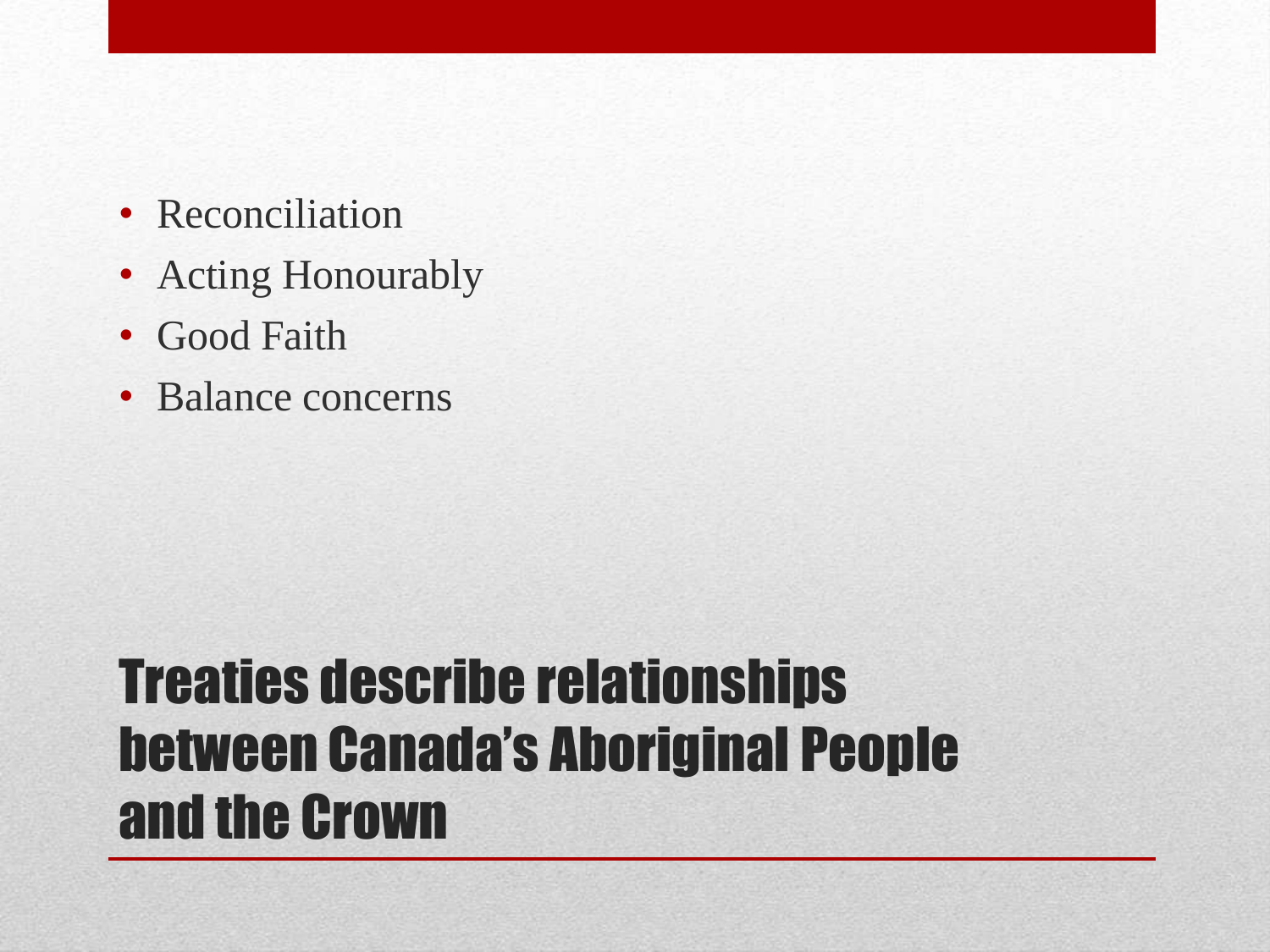- Reconciliation
- Acting Honourably
- Good Faith
- Balance concerns

# Treaties describe relationships between Canada's Aboriginal People and the Crown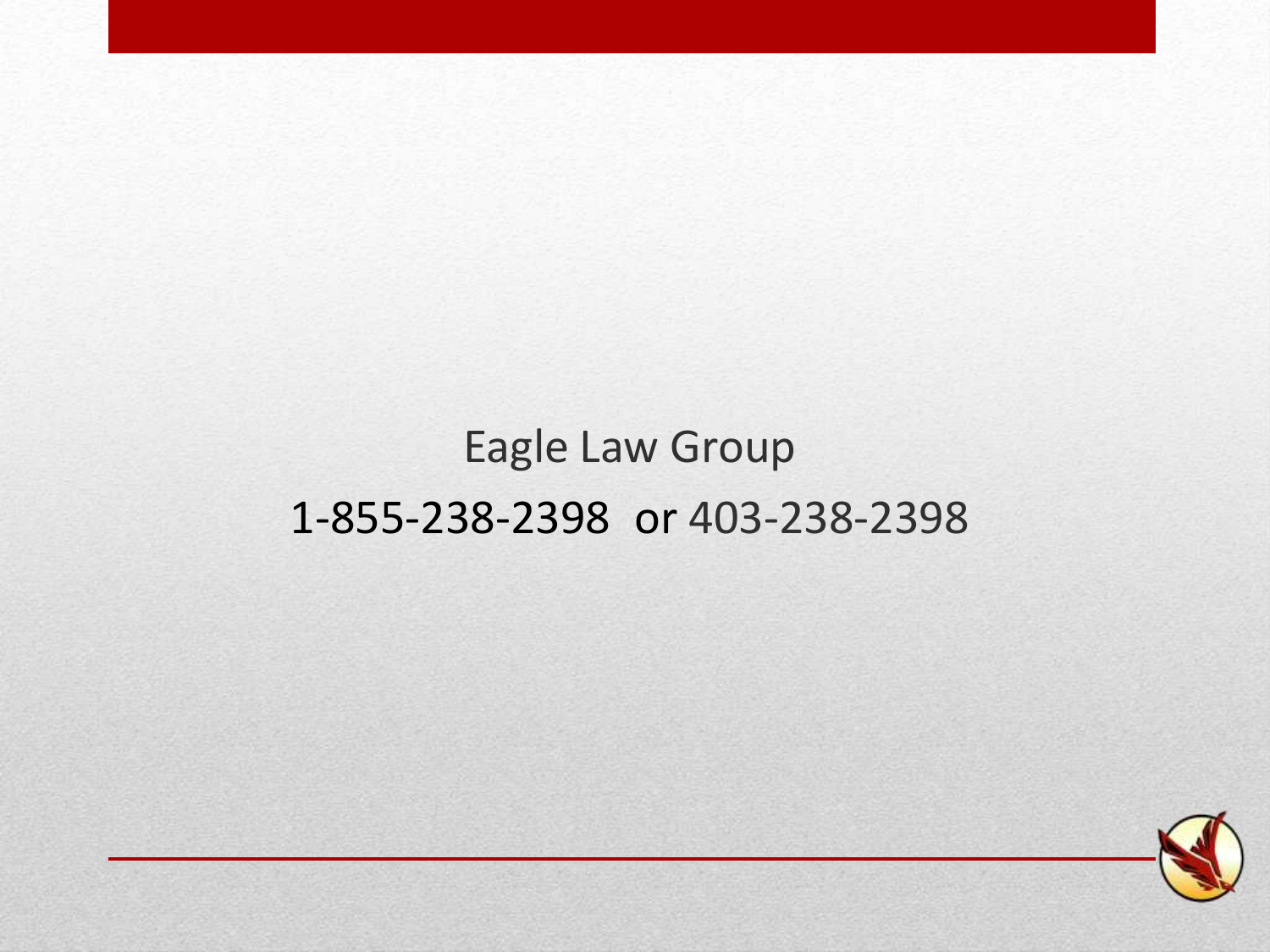Eagle Law Group

1-855-238-2398 or 403-238-2398